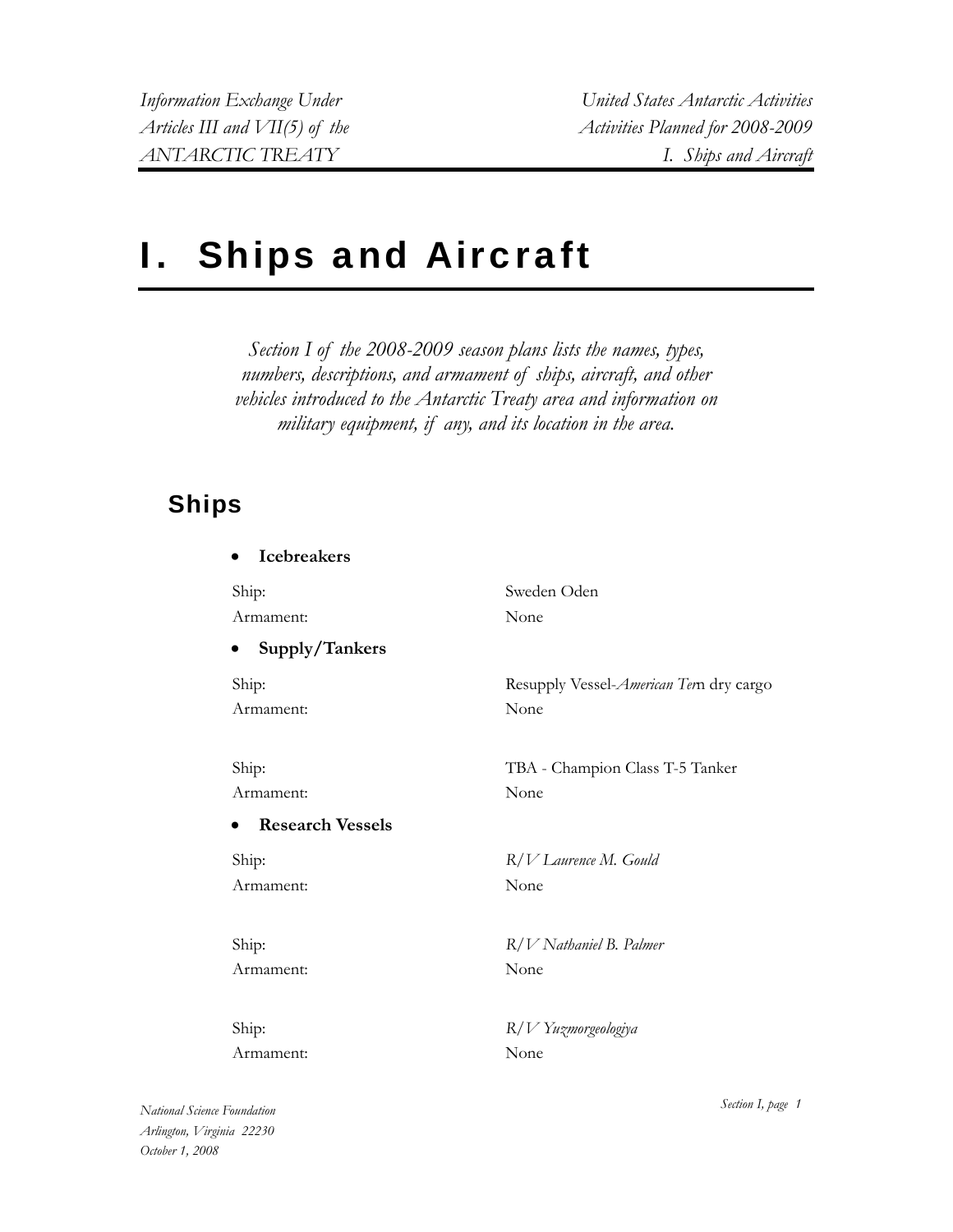# I. Ships and Aircraft

*Section I of the 2008-2009 season plans lists the names, types, numbers, descriptions, and armament of ships, aircraft, and other vehicles introduced to the Antarctic Treaty area and information on military equipment, if any, and its location in the area.*

## Ships

- **Icebreakers**

Ship: Sweden Oden
Armament: None

- **Supply/Tankers**

Ship: Resupply Vessel-*American Tern* dry cargo
Armament: None

Ship: TBA - Champion Class T-5 Tanker
Armament: None

- **Research Vessels**

Ship: *R/V Laurence M. Gould*
Armament: None

Ship: *R/V Nathaniel B. Palmer*
Armament: None

Ship: *R/V Yuzmorgeologiya*
Armament: None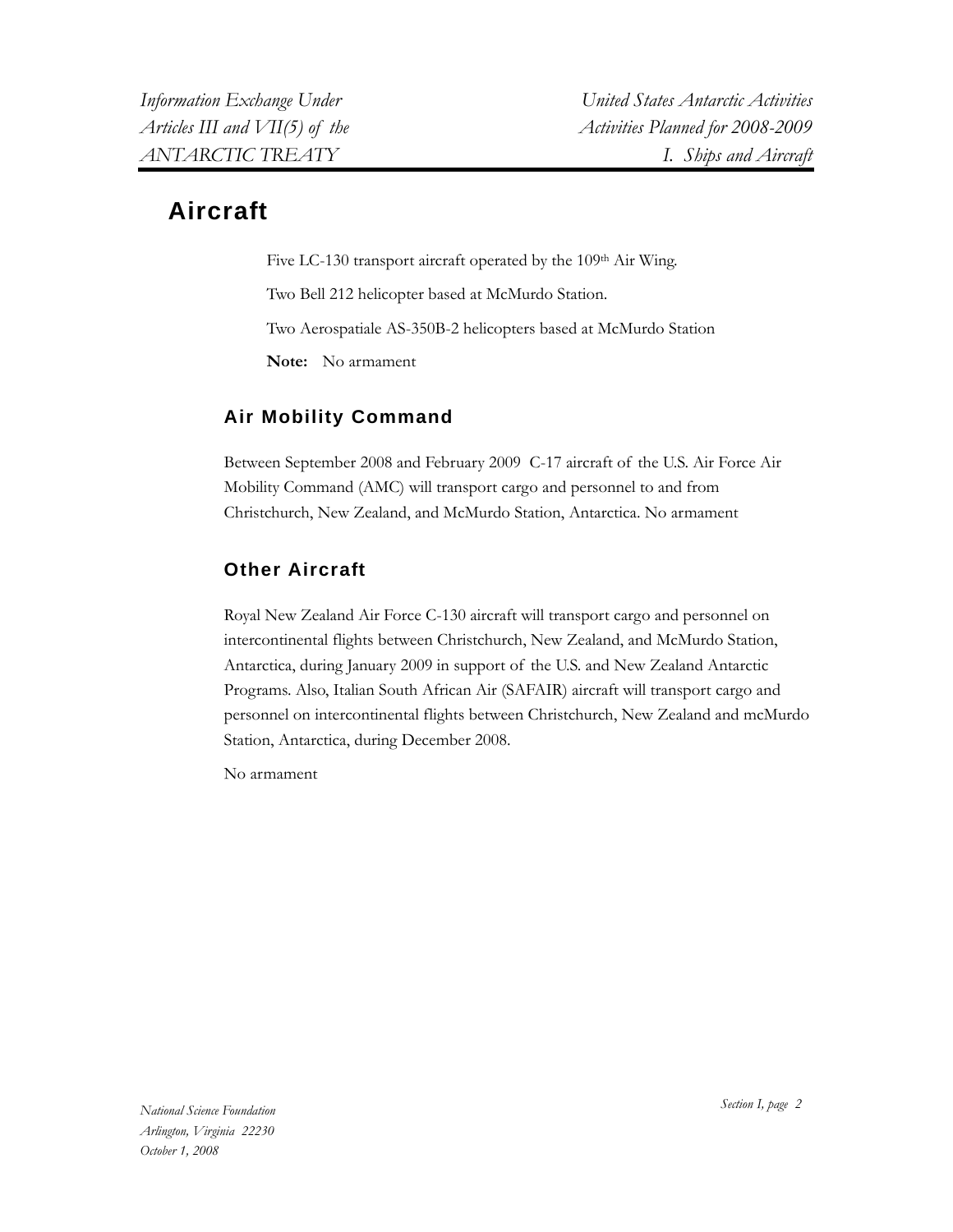# Aircraft

Five LC-130 transport aircraft operated by the 109th Air Wing.

Two Bell 212 helicopter based at McMurdo Station.

Two Aerospatiale AS-350B-2 helicopters based at McMurdo Station

**Note:** No armament

## Air Mobility Command

Between September 2008 and February 2009 C-17 aircraft of the U.S. Air Force Air Mobility Command (AMC) will transport cargo and personnel to and from Christchurch, New Zealand, and McMurdo Station, Antarctica. No armament

## Other Aircraft

Royal New Zealand Air Force C-130 aircraft will transport cargo and personnel on intercontinental flights between Christchurch, New Zealand, and McMurdo Station, Antarctica, during January 2009 in support of the U.S. and New Zealand Antarctic Programs. Also, Italian South African Air (SAFAIR) aircraft will transport cargo and personnel on intercontinental flights between Christchurch, New Zealand and mcMurdo Station, Antarctica, during December 2008.

No armament